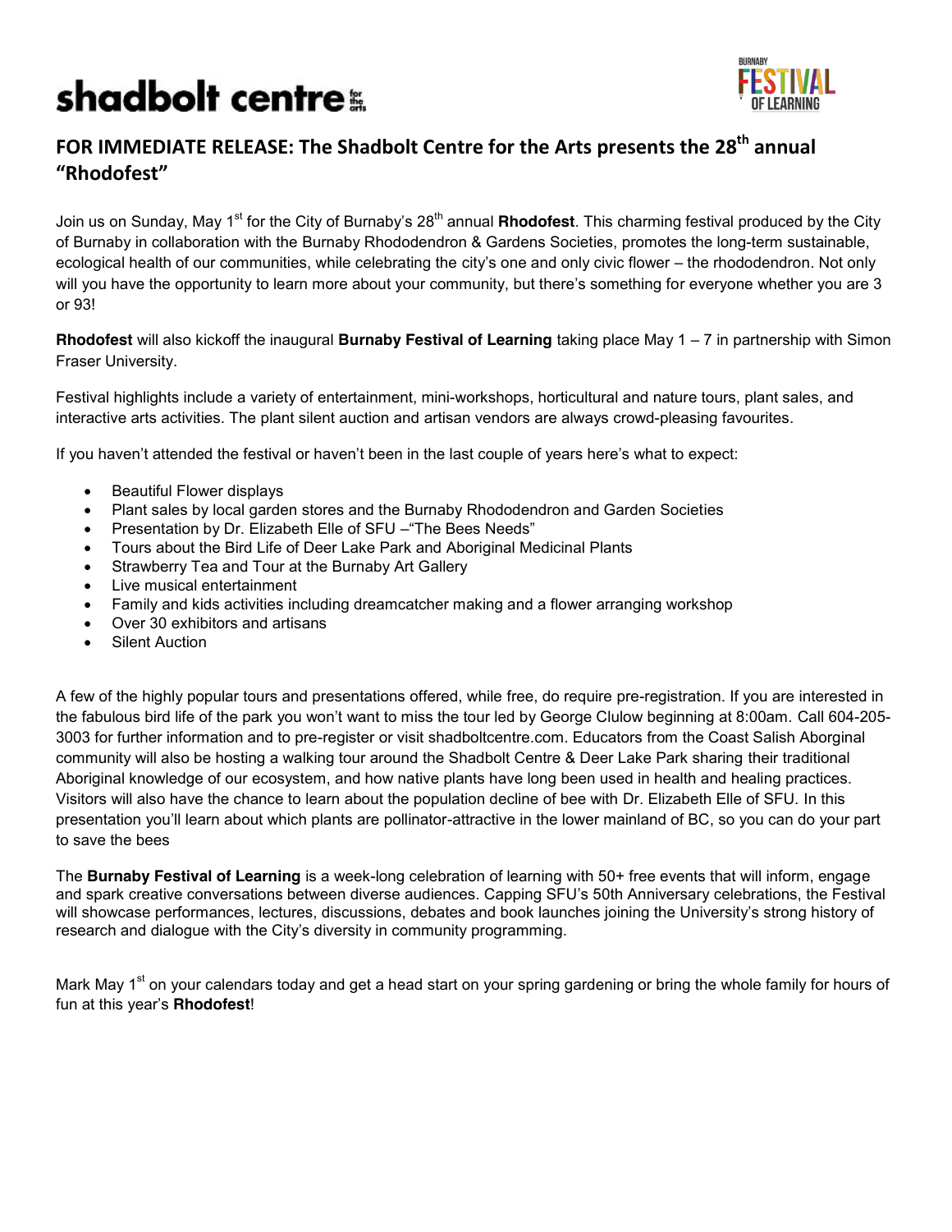shadbolt centre for the arts

BURNABY FESTIVAL OF LEARNING

## FOR IMMEDIATE RELEASE: The Shadbolt Centre for the Arts presents the 28th annual "Rhodofest"

Join us on Sunday, May 1st for the City of Burnaby's 28th annual **Rhodofest**. This charming festival produced by the City of Burnaby in collaboration with the Burnaby Rhododendron & Gardens Societies, promotes the long-term sustainable, ecological health of our communities, while celebrating the city's one and only civic flower – the rhododendron. Not only will you have the opportunity to learn more about your community, but there's something for everyone whether you are 3 or 93!

**Rhodofest** will also kickoff the inaugural **Burnaby Festival of Learning** taking place May 1 – 7 in partnership with Simon Fraser University.

Festival highlights include a variety of entertainment, mini-workshops, horticultural and nature tours, plant sales, and interactive arts activities. The plant silent auction and artisan vendors are always crowd-pleasing favourites.

If you haven't attended the festival or haven't been in the last couple of years here's what to expect:

- Beautiful Flower displays
- Plant sales by local garden stores and the Burnaby Rhododendron and Garden Societies
- Presentation by Dr. Elizabeth Elle of SFU –"The Bees Needs"
- Tours about the Bird Life of Deer Lake Park and Aboriginal Medicinal Plants
- Strawberry Tea and Tour at the Burnaby Art Gallery
- Live musical entertainment
- Family and kids activities including dreamcatcher making and a flower arranging workshop
- Over 30 exhibitors and artisans
- Silent Auction

A few of the highly popular tours and presentations offered, while free, do require pre-registration. If you are interested in the fabulous bird life of the park you won't want to miss the tour led by George Clulow beginning at 8:00am. Call 604-205-3003 for further information and to pre-register or visit shadboltcentre.com. Educators from the Coast Salish Aborginal community will also be hosting a walking tour around the Shadbolt Centre & Deer Lake Park sharing their traditional Aboriginal knowledge of our ecosystem, and how native plants have long been used in health and healing practices. Visitors will also have the chance to learn about the population decline of bee with Dr. Elizabeth Elle of SFU. In this presentation you'll learn about which plants are pollinator-attractive in the lower mainland of BC, so you can do your part to save the bees

The **Burnaby Festival of Learning** is a week-long celebration of learning with 50+ free events that will inform, engage and spark creative conversations between diverse audiences. Capping SFU's 50th Anniversary celebrations, the Festival will showcase performances, lectures, discussions, debates and book launches joining the University's strong history of research and dialogue with the City's diversity in community programming.

Mark May 1st on your calendars today and get a head start on your spring gardening or bring the whole family for hours of fun at this year's **Rhodofest**!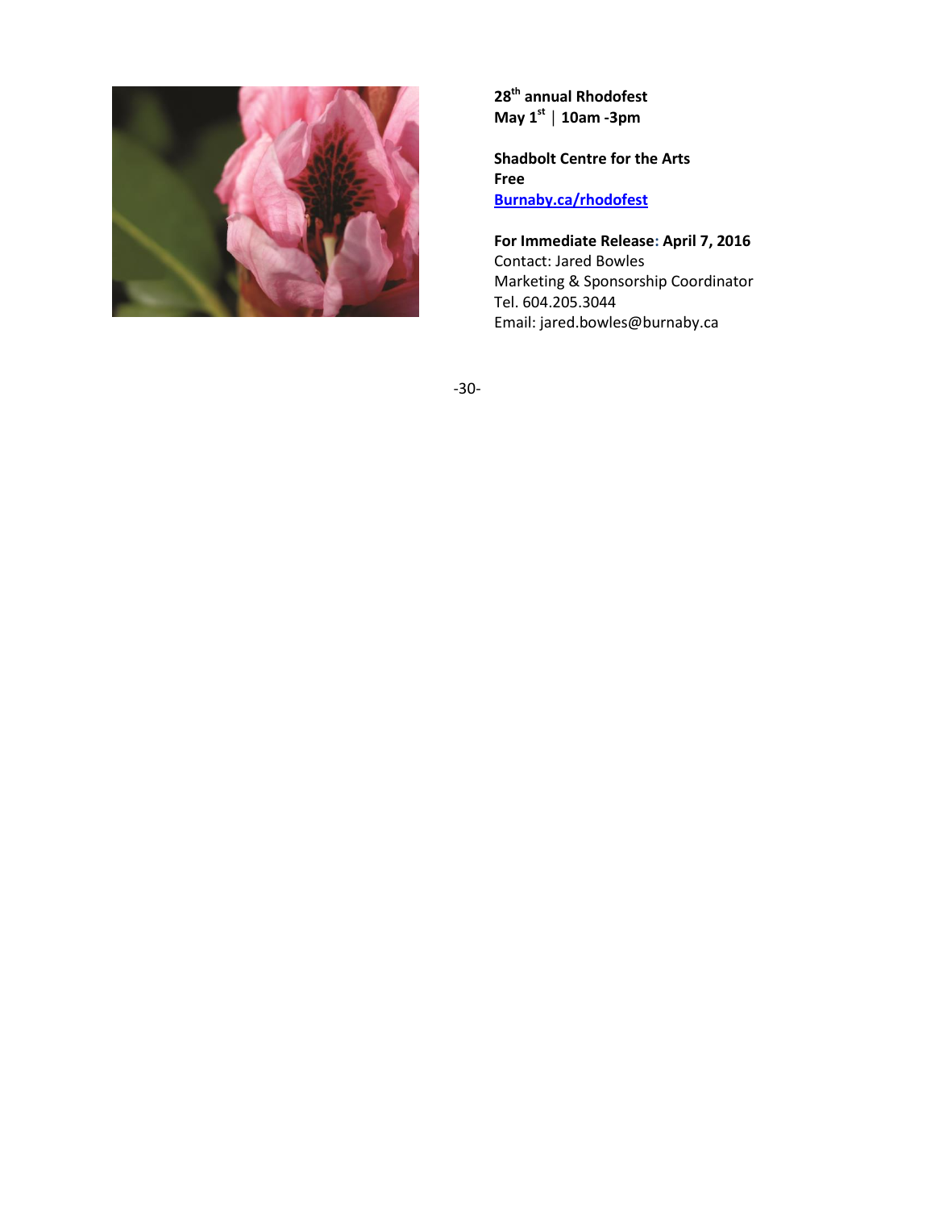**28th annual Rhodofest**
**May 1st | 10am -3pm**

**Shadbolt Centre for the Arts**
**Free**
**[Burnaby.ca/rhodofest](Burnaby.ca/rhodofest)**

**For Immediate Release: April 7, 2016**
Contact: Jared Bowles
Marketing & Sponsorship Coordinator
Tel. 604.205.3044
Email: jared.bowles@burnaby.ca

-30-